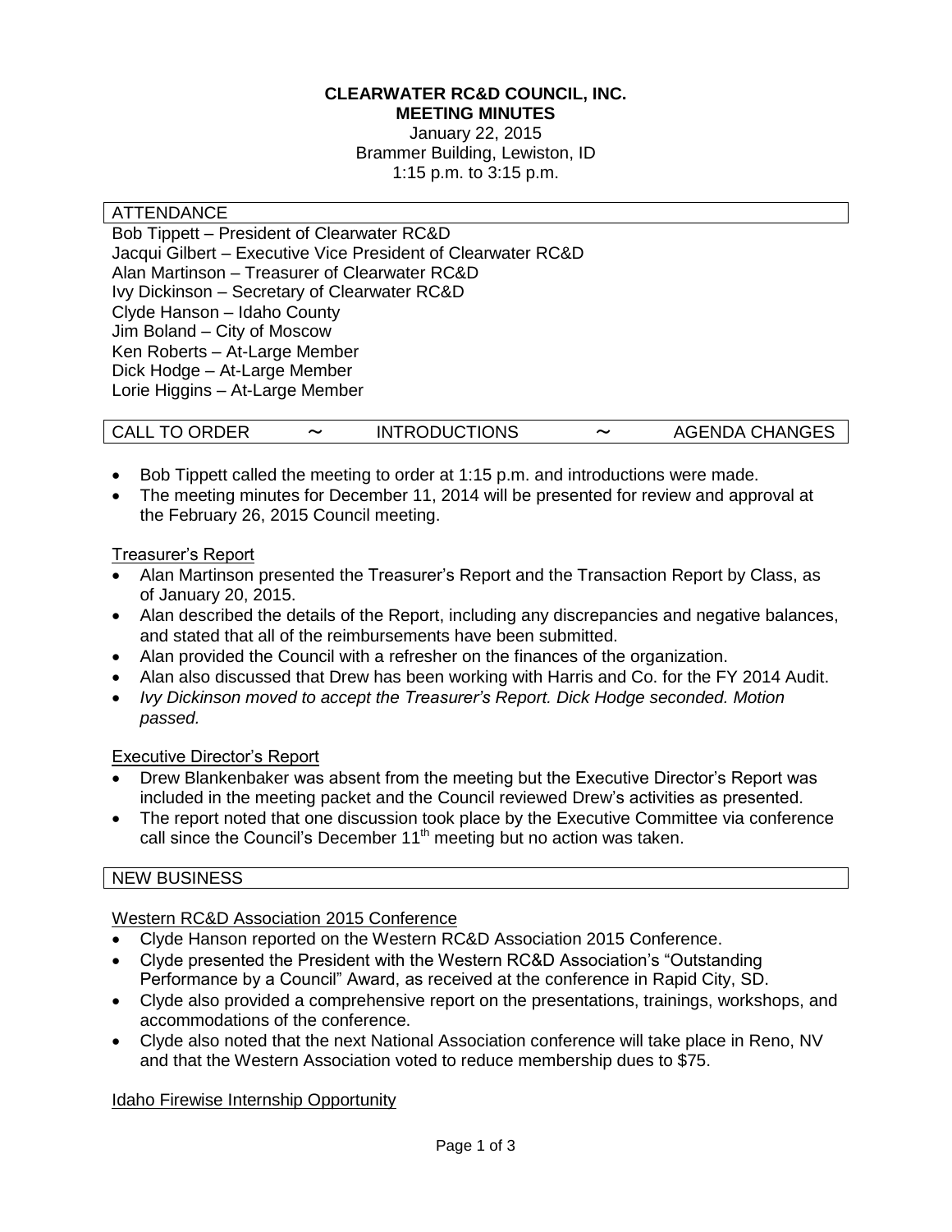**CLEARWATER RC&D COUNCIL, INC.**
**MEETING MINUTES**

January 22, 2015
Brammer Building, Lewiston, ID
1:15 p.m. to 3:15 p.m.

## ATTENDANCE

Bob Tippett – President of Clearwater RC&D
Jacqui Gilbert – Executive Vice President of Clearwater RC&D
Alan Martinson – Treasurer of Clearwater RC&D
Ivy Dickinson – Secretary of Clearwater RC&D
Clyde Hanson – Idaho County
Jim Boland – City of Moscow
Ken Roberts – At-Large Member
Dick Hodge – At-Large Member
Lorie Higgins – At-Large Member

## CALL TO ORDER ~ INTRODUCTIONS ~ AGENDA CHANGES

- Bob Tippett called the meeting to order at 1:15 p.m. and introductions were made.
- The meeting minutes for December 11, 2014 will be presented for review and approval at the February 26, 2015 Council meeting.

### Treasurer's Report

- Alan Martinson presented the Treasurer's Report and the Transaction Report by Class, as of January 20, 2015.
- Alan described the details of the Report, including any discrepancies and negative balances, and stated that all of the reimbursements have been submitted.
- Alan provided the Council with a refresher on the finances of the organization.
- Alan also discussed that Drew has been working with Harris and Co. for the FY 2014 Audit.
- *Ivy Dickinson moved to accept the Treasurer's Report. Dick Hodge seconded. Motion passed.*

### Executive Director's Report

- Drew Blankenbaker was absent from the meeting but the Executive Director's Report was included in the meeting packet and the Council reviewed Drew's activities as presented.
- The report noted that one discussion took place by the Executive Committee via conference call since the Council's December 11th meeting but no action was taken.

## NEW BUSINESS

### Western RC&D Association 2015 Conference

- Clyde Hanson reported on the Western RC&D Association 2015 Conference.
- Clyde presented the President with the Western RC&D Association's "Outstanding Performance by a Council" Award, as received at the conference in Rapid City, SD.
- Clyde also provided a comprehensive report on the presentations, trainings, workshops, and accommodations of the conference.
- Clyde also noted that the next National Association conference will take place in Reno, NV and that the Western Association voted to reduce membership dues to $75.

### Idaho Firewise Internship Opportunity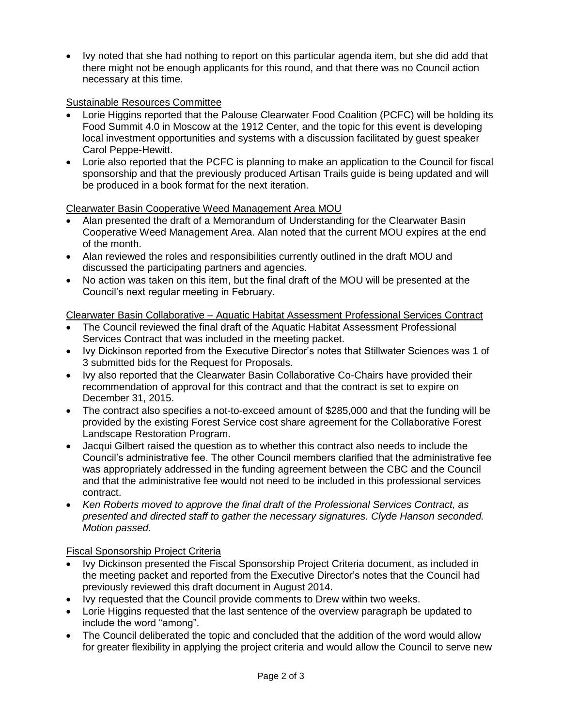- Ivy noted that she had nothing to report on this particular agenda item, but she did add that there might not be enough applicants for this round, and that there was no Council action necessary at this time.

Sustainable Resources Committee

- Lorie Higgins reported that the Palouse Clearwater Food Coalition (PCFC) will be holding its Food Summit 4.0 in Moscow at the 1912 Center, and the topic for this event is developing local investment opportunities and systems with a discussion facilitated by guest speaker Carol Peppe-Hewitt.
- Lorie also reported that the PCFC is planning to make an application to the Council for fiscal sponsorship and that the previously produced Artisan Trails guide is being updated and will be produced in a book format for the next iteration.

Clearwater Basin Cooperative Weed Management Area MOU

- Alan presented the draft of a Memorandum of Understanding for the Clearwater Basin Cooperative Weed Management Area. Alan noted that the current MOU expires at the end of the month.
- Alan reviewed the roles and responsibilities currently outlined in the draft MOU and discussed the participating partners and agencies.
- No action was taken on this item, but the final draft of the MOU will be presented at the Council's next regular meeting in February.

Clearwater Basin Collaborative – Aquatic Habitat Assessment Professional Services Contract

- The Council reviewed the final draft of the Aquatic Habitat Assessment Professional Services Contract that was included in the meeting packet.
- Ivy Dickinson reported from the Executive Director's notes that Stillwater Sciences was 1 of 3 submitted bids for the Request for Proposals.
- Ivy also reported that the Clearwater Basin Collaborative Co-Chairs have provided their recommendation of approval for this contract and that the contract is set to expire on December 31, 2015.
- The contract also specifies a not-to-exceed amount of $285,000 and that the funding will be provided by the existing Forest Service cost share agreement for the Collaborative Forest Landscape Restoration Program.
- Jacqui Gilbert raised the question as to whether this contract also needs to include the Council's administrative fee. The other Council members clarified that the administrative fee was appropriately addressed in the funding agreement between the CBC and the Council and that the administrative fee would not need to be included in this professional services contract.
- *Ken Roberts moved to approve the final draft of the Professional Services Contract, as presented and directed staff to gather the necessary signatures. Clyde Hanson seconded. Motion passed.*

Fiscal Sponsorship Project Criteria

- Ivy Dickinson presented the Fiscal Sponsorship Project Criteria document, as included in the meeting packet and reported from the Executive Director's notes that the Council had previously reviewed this draft document in August 2014.
- Ivy requested that the Council provide comments to Drew within two weeks.
- Lorie Higgins requested that the last sentence of the overview paragraph be updated to include the word "among".
- The Council deliberated the topic and concluded that the addition of the word would allow for greater flexibility in applying the project criteria and would allow the Council to serve new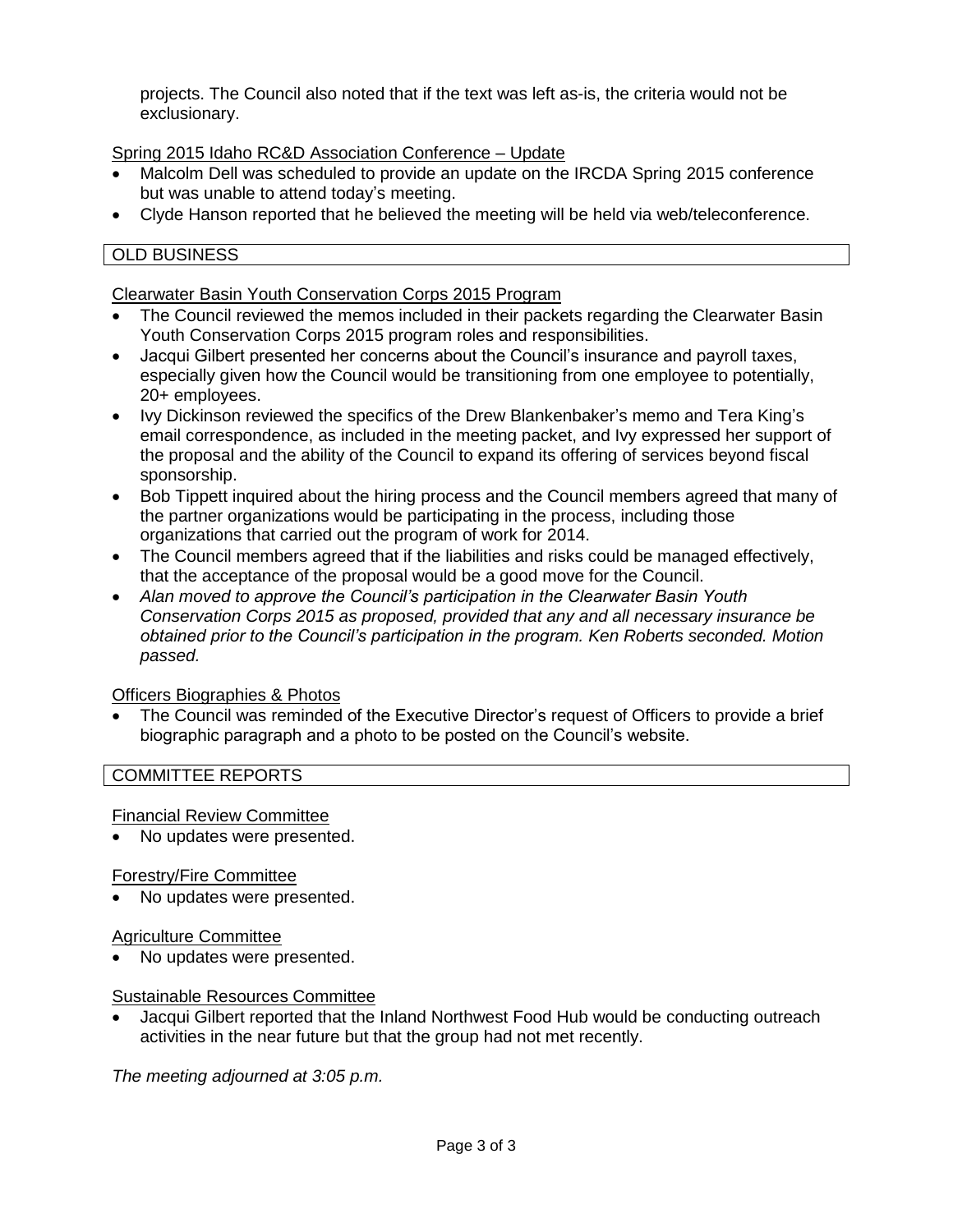projects. The Council also noted that if the text was left as-is, the criteria would not be exclusionary.

Spring 2015 Idaho RC&D Association Conference – Update

- Malcolm Dell was scheduled to provide an update on the IRCDA Spring 2015 conference but was unable to attend today's meeting.
- Clyde Hanson reported that he believed the meeting will be held via web/teleconference.

## OLD BUSINESS

Clearwater Basin Youth Conservation Corps 2015 Program

- The Council reviewed the memos included in their packets regarding the Clearwater Basin Youth Conservation Corps 2015 program roles and responsibilities.
- Jacqui Gilbert presented her concerns about the Council's insurance and payroll taxes, especially given how the Council would be transitioning from one employee to potentially, 20+ employees.
- Ivy Dickinson reviewed the specifics of the Drew Blankenbaker's memo and Tera King's email correspondence, as included in the meeting packet, and Ivy expressed her support of the proposal and the ability of the Council to expand its offering of services beyond fiscal sponsorship.
- Bob Tippett inquired about the hiring process and the Council members agreed that many of the partner organizations would be participating in the process, including those organizations that carried out the program of work for 2014.
- The Council members agreed that if the liabilities and risks could be managed effectively, that the acceptance of the proposal would be a good move for the Council.
- *Alan moved to approve the Council's participation in the Clearwater Basin Youth Conservation Corps 2015 as proposed, provided that any and all necessary insurance be obtained prior to the Council's participation in the program. Ken Roberts seconded. Motion passed.*

Officers Biographies & Photos

- The Council was reminded of the Executive Director's request of Officers to provide a brief biographic paragraph and a photo to be posted on the Council's website.

## COMMITTEE REPORTS

Financial Review Committee

- No updates were presented.

Forestry/Fire Committee

- No updates were presented.

Agriculture Committee

- No updates were presented.

Sustainable Resources Committee

- Jacqui Gilbert reported that the Inland Northwest Food Hub would be conducting outreach activities in the near future but that the group had not met recently.

*The meeting adjourned at 3:05 p.m.*